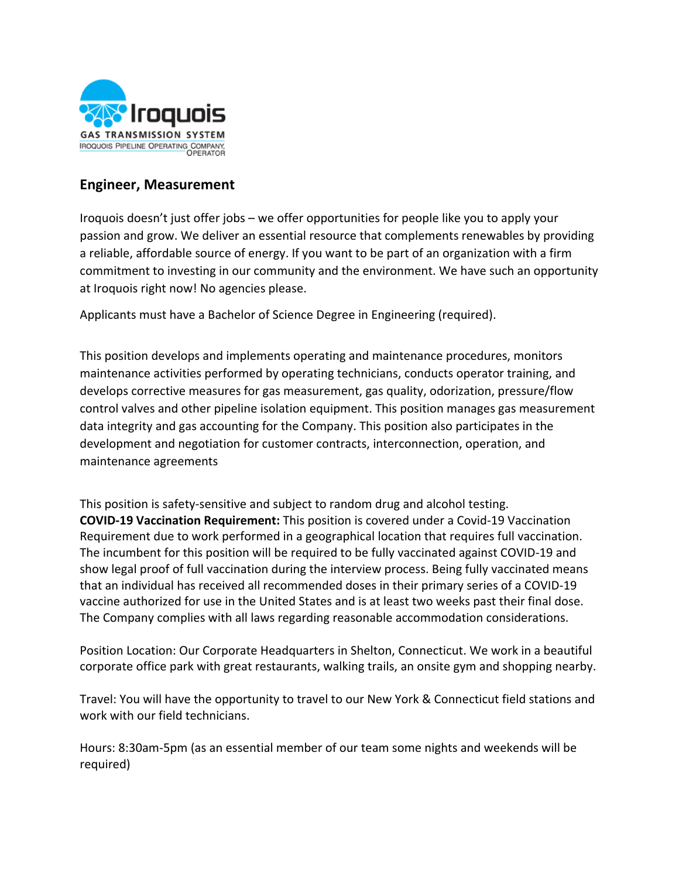Iroquois

GAS TRANSMISSION SYSTEM

IROQUOIS PIPELINE OPERATING COMPANY, OPERATOR

## Engineer, Measurement

Iroquois doesn't just offer jobs – we offer opportunities for people like you to apply your passion and grow. We deliver an essential resource that complements renewables by providing a reliable, affordable source of energy. If you want to be part of an organization with a firm commitment to investing in our community and the environment. We have such an opportunity at Iroquois right now! No agencies please.

Applicants must have a Bachelor of Science Degree in Engineering (required).

This position develops and implements operating and maintenance procedures, monitors maintenance activities performed by operating technicians, conducts operator training, and develops corrective measures for gas measurement, gas quality, odorization, pressure/flow control valves and other pipeline isolation equipment. This position manages gas measurement data integrity and gas accounting for the Company. This position also participates in the development and negotiation for customer contracts, interconnection, operation, and maintenance agreements

This position is safety-sensitive and subject to random drug and alcohol testing.
**COVID-19 Vaccination Requirement:** This position is covered under a Covid-19 Vaccination Requirement due to work performed in a geographical location that requires full vaccination. The incumbent for this position will be required to be fully vaccinated against COVID-19 and show legal proof of full vaccination during the interview process. Being fully vaccinated means that an individual has received all recommended doses in their primary series of a COVID-19 vaccine authorized for use in the United States and is at least two weeks past their final dose. The Company complies with all laws regarding reasonable accommodation considerations.

Position Location: Our Corporate Headquarters in Shelton, Connecticut. We work in a beautiful corporate office park with great restaurants, walking trails, an onsite gym and shopping nearby.

Travel: You will have the opportunity to travel to our New York & Connecticut field stations and work with our field technicians.

Hours: 8:30am-5pm (as an essential member of our team some nights and weekends will be required)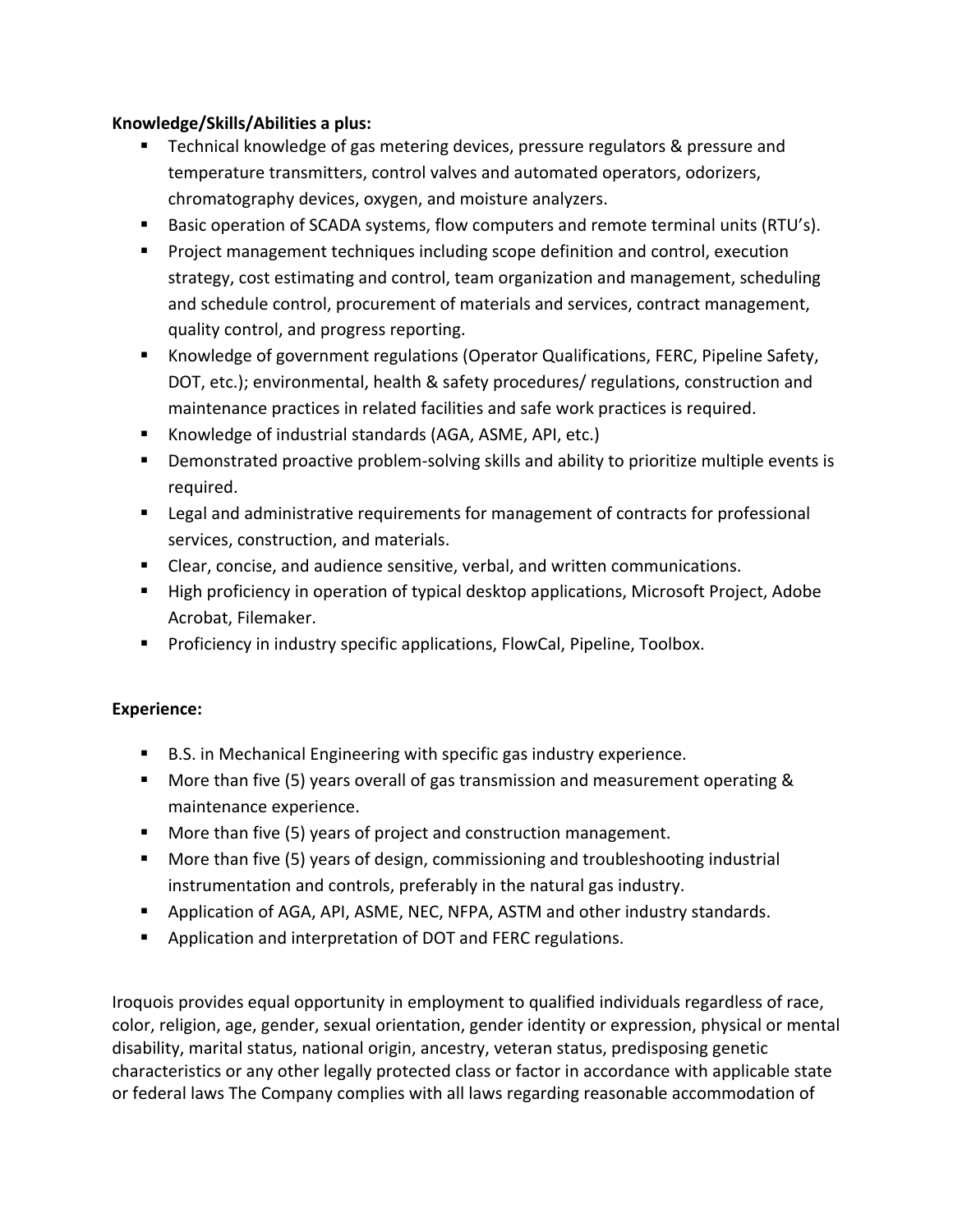**Knowledge/Skills/Abilities a plus:**

- Technical knowledge of gas metering devices, pressure regulators & pressure and temperature transmitters, control valves and automated operators, odorizers, chromatography devices, oxygen, and moisture analyzers.
- Basic operation of SCADA systems, flow computers and remote terminal units (RTU's).
- Project management techniques including scope definition and control, execution strategy, cost estimating and control, team organization and management, scheduling and schedule control, procurement of materials and services, contract management, quality control, and progress reporting.
- Knowledge of government regulations (Operator Qualifications, FERC, Pipeline Safety, DOT, etc.); environmental, health & safety procedures/ regulations, construction and maintenance practices in related facilities and safe work practices is required.
- Knowledge of industrial standards (AGA, ASME, API, etc.)
- Demonstrated proactive problem-solving skills and ability to prioritize multiple events is required.
- Legal and administrative requirements for management of contracts for professional services, construction, and materials.
- Clear, concise, and audience sensitive, verbal, and written communications.
- High proficiency in operation of typical desktop applications, Microsoft Project, Adobe Acrobat, Filemaker.
- Proficiency in industry specific applications, FlowCal, Pipeline, Toolbox.

**Experience:**

- B.S. in Mechanical Engineering with specific gas industry experience.
- More than five (5) years overall of gas transmission and measurement operating & maintenance experience.
- More than five (5) years of project and construction management.
- More than five (5) years of design, commissioning and troubleshooting industrial instrumentation and controls, preferably in the natural gas industry.
- Application of AGA, API, ASME, NEC, NFPA, ASTM and other industry standards.
- Application and interpretation of DOT and FERC regulations.

Iroquois provides equal opportunity in employment to qualified individuals regardless of race, color, religion, age, gender, sexual orientation, gender identity or expression, physical or mental disability, marital status, national origin, ancestry, veteran status, predisposing genetic characteristics or any other legally protected class or factor in accordance with applicable state or federal laws The Company complies with all laws regarding reasonable accommodation of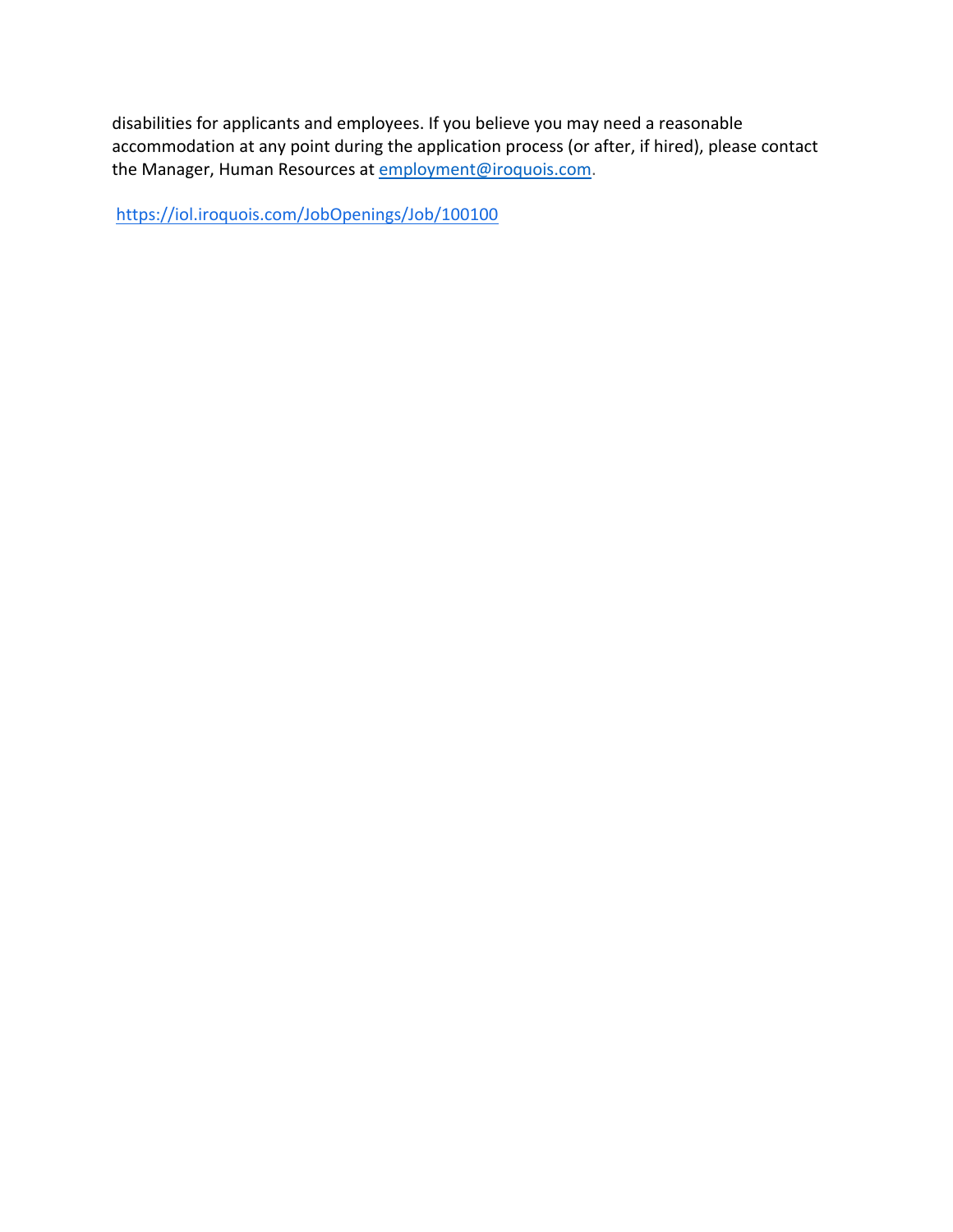disabilities for applicants and employees. If you believe you may need a reasonable accommodation at any point during the application process (or after, if hired), please contact the Manager, Human Resources at employment@iroquois.com.

https://iol.iroquois.com/JobOpenings/Job/100100